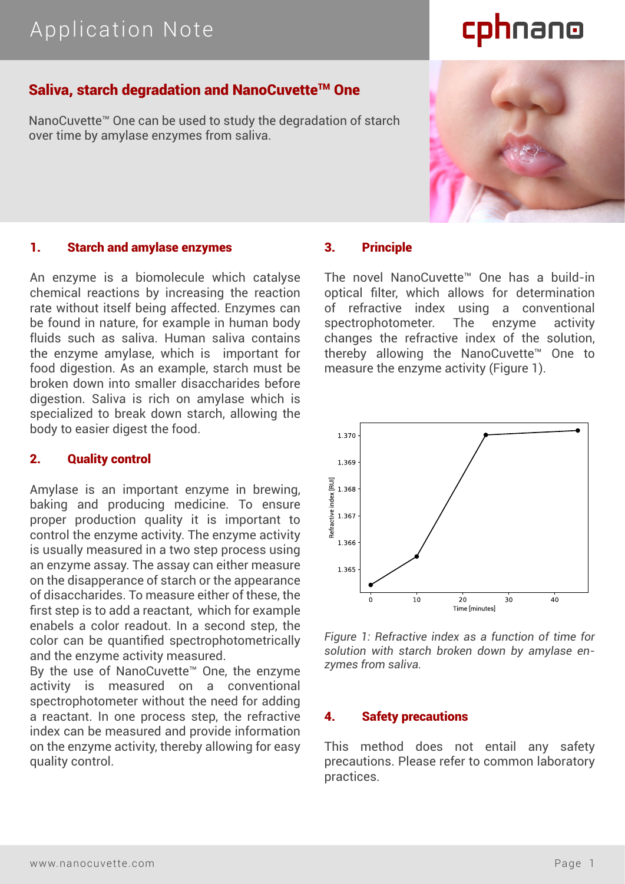# Application Note

## Saliva, starch degradation and NanoCuvette™ One

NanoCuvette™ One can be used to study the degradation of starch over time by amylase enzymes from saliva.

### 1. Starch and amylase enzymes

An enzyme is a biomolecule which catalyse chemical reactions by increasing the reaction rate without itself being affected. Enzymes can be found in nature, for example in human body fluids such as saliva. Human saliva contains the enzyme amylase, which is important for food digestion. As an example, starch must be broken down into smaller disaccharides before digestion. Saliva is rich on amylase which is specialized to break down starch, allowing the body to easier digest the food.

### 2. Quality control

Amylase is an important enzyme in brewing, baking and producing medicine. To ensure proper production quality it is important to control the enzyme activity. The enzyme activity is usually measured in a two step process using an enzyme assay. The assay can either measure on the disapperance of starch or the appearance of disaccharides. To measure either of these, the first step is to add a reactant, which for example enabels a color readout. In a second step, the color can be quantified spectrophotometrically and the enzyme activity measured.

By the use of NanoCuvette™ One, the enzyme activity is measured on a conventional spectrophotometer without the need for adding a reactant. In one process step, the refractive index can be measured and provide information on the enzyme activity, thereby allowing for easy quality control.

### 3. Principle

The novel NanoCuvette™ One has a build-in optical filter, which allows for determination of refractive index using a conventional spectrophotometer. The enzyme activity changes the refractive index of the solution, thereby allowing the NanoCuvette™ One to measure the enzyme activity (Figure 1).

*Figure 1: Refractive index as a function of time for solution with starch broken down by amylase enzymes from saliva.*

### 4. Safety precautions

This method does not entail any safety precautions. Please refer to common laboratory practices.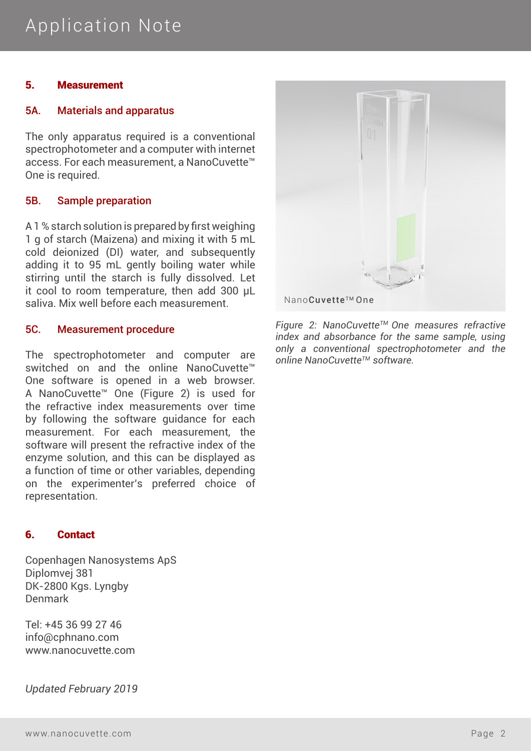## 5. Measurement

### 5A. Materials and apparatus

The only apparatus required is a conventional spectrophotometer and a computer with internet access. For each measurement, a NanoCuvette™ One is required.

### 5B. Sample preparation

A 1 % starch solution is prepared by first weighing 1 g of starch (Maizena) and mixing it with 5 mL cold deionized (DI) water, and subsequently adding it to 95 mL gently boiling water while stirring until the starch is fully dissolved. Let it cool to room temperature, then add 300 µL saliva. Mix well before each measurement.

### 5C. Measurement procedure

The spectrophotometer and computer are switched on and the online NanoCuvette™ One software is opened in a web browser. A NanoCuvette™ One (Figure 2) is used for the refractive index measurements over time by following the software guidance for each measurement. For each measurement, the software will present the refractive index of the enzyme solution, and this can be displayed as a function of time or other variables, depending on the experimenter's preferred choice of representation.

NanoCuvette™ One

*Figure 2: NanoCuvette™ One measures refractive index and absorbance for the same sample, using only a conventional spectrophotometer and the online NanoCuvette™ software.*

## 6. Contact

Copenhagen Nanosystems ApS
Diplomvej 381
DK-2800 Kgs. Lyngby
Denmark

Tel: +45 36 99 27 46
info@cphnano.com
www.nanocuvette.com

*Updated February 2019*